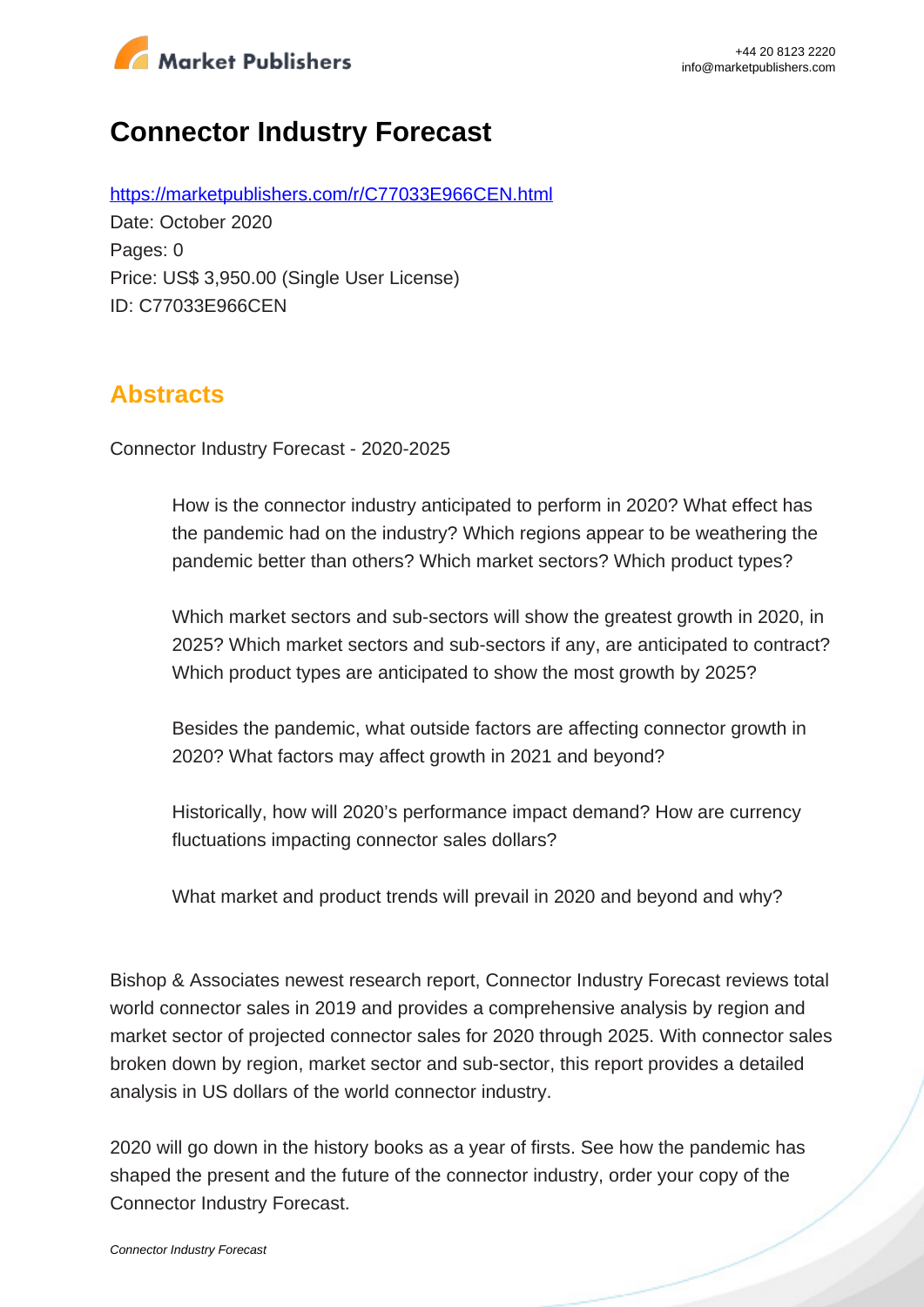# Connector Industry Forecast

https://marketpublishers.com/r/C77033E966CEN.html

Date: October 2020

Pages: 0

Price: US$ 3,950.00 (Single User License)

ID: C77033E966CEN

## Abstracts

Connector Industry Forecast - 2020-2025

> How is the connector industry anticipated to perform in 2020? What effect has the pandemic had on the industry? Which regions appear to be weathering the pandemic better than others? Which market sectors? Which product types?
>
> Which market sectors and sub-sectors will show the greatest growth in 2020, in 2025? Which market sectors and sub-sectors if any, are anticipated to contract? Which product types are anticipated to show the most growth by 2025?
>
> Besides the pandemic, what outside factors are affecting connector growth in 2020? What factors may affect growth in 2021 and beyond?
>
> Historically, how will 2020's performance impact demand? How are currency fluctuations impacting connector sales dollars?
>
> What market and product trends will prevail in 2020 and beyond and why?

Bishop & Associates newest research report, Connector Industry Forecast reviews total world connector sales in 2019 and provides a comprehensive analysis by region and market sector of projected connector sales for 2020 through 2025. With connector sales broken down by region, market sector and sub-sector, this report provides a detailed analysis in US dollars of the world connector industry.

2020 will go down in the history books as a year of firsts. See how the pandemic has shaped the present and the future of the connector industry, order your copy of the Connector Industry Forecast.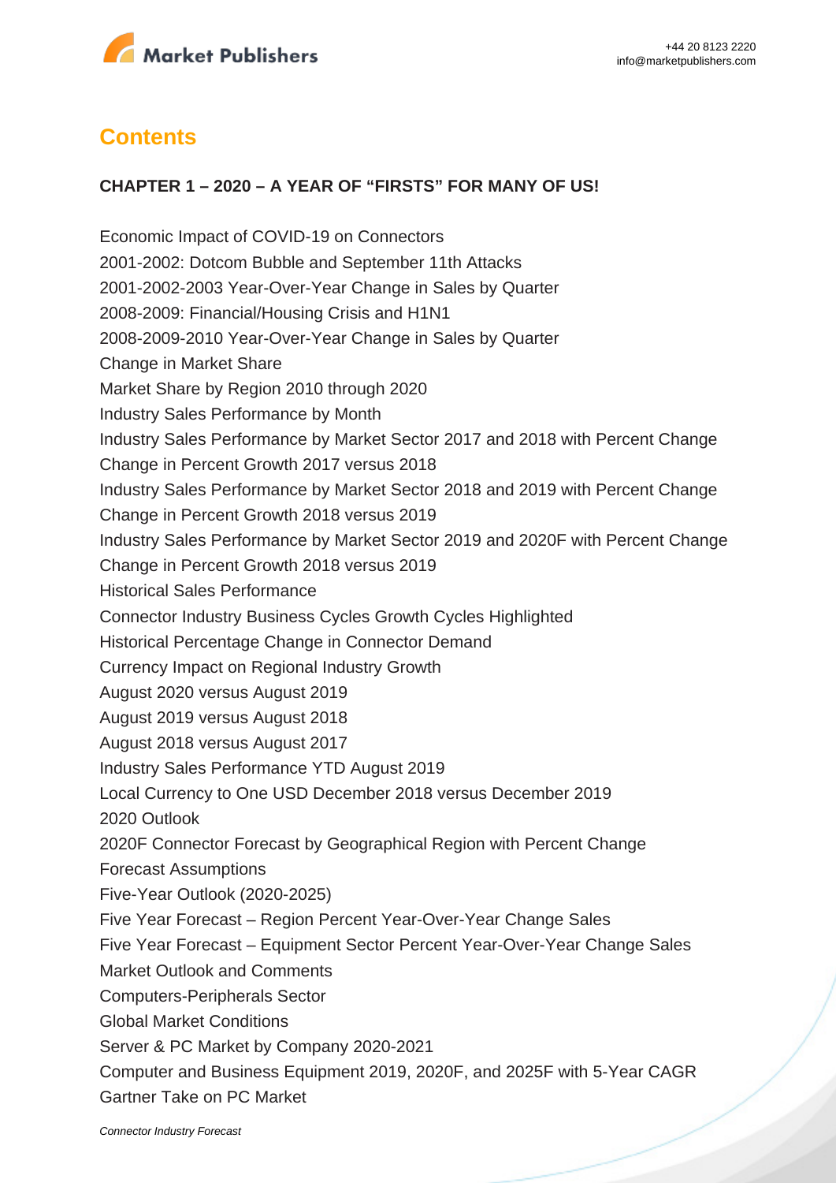## Contents

### CHAPTER 1 – 2020 – A YEAR OF "FIRSTS" FOR MANY OF US!

Economic Impact of COVID-19 on Connectors
2001-2002: Dotcom Bubble and September 11th Attacks
2001-2002-2003 Year-Over-Year Change in Sales by Quarter
2008-2009: Financial/Housing Crisis and H1N1
2008-2009-2010 Year-Over-Year Change in Sales by Quarter
Change in Market Share
Market Share by Region 2010 through 2020
Industry Sales Performance by Month
Industry Sales Performance by Market Sector 2017 and 2018 with Percent Change
Change in Percent Growth 2017 versus 2018
Industry Sales Performance by Market Sector 2018 and 2019 with Percent Change
Change in Percent Growth 2018 versus 2019
Industry Sales Performance by Market Sector 2019 and 2020F with Percent Change
Change in Percent Growth 2018 versus 2019
Historical Sales Performance
Connector Industry Business Cycles Growth Cycles Highlighted
Historical Percentage Change in Connector Demand
Currency Impact on Regional Industry Growth
August 2020 versus August 2019
August 2019 versus August 2018
August 2018 versus August 2017
Industry Sales Performance YTD August 2019
Local Currency to One USD December 2018 versus December 2019
2020 Outlook
2020F Connector Forecast by Geographical Region with Percent Change
Forecast Assumptions
Five-Year Outlook (2020-2025)
Five Year Forecast – Region Percent Year-Over-Year Change Sales
Five Year Forecast – Equipment Sector Percent Year-Over-Year Change Sales
Market Outlook and Comments
Computers-Peripherals Sector
Global Market Conditions
Server & PC Market by Company 2020-2021
Computer and Business Equipment 2019, 2020F, and 2025F with 5-Year CAGR
Gartner Take on PC Market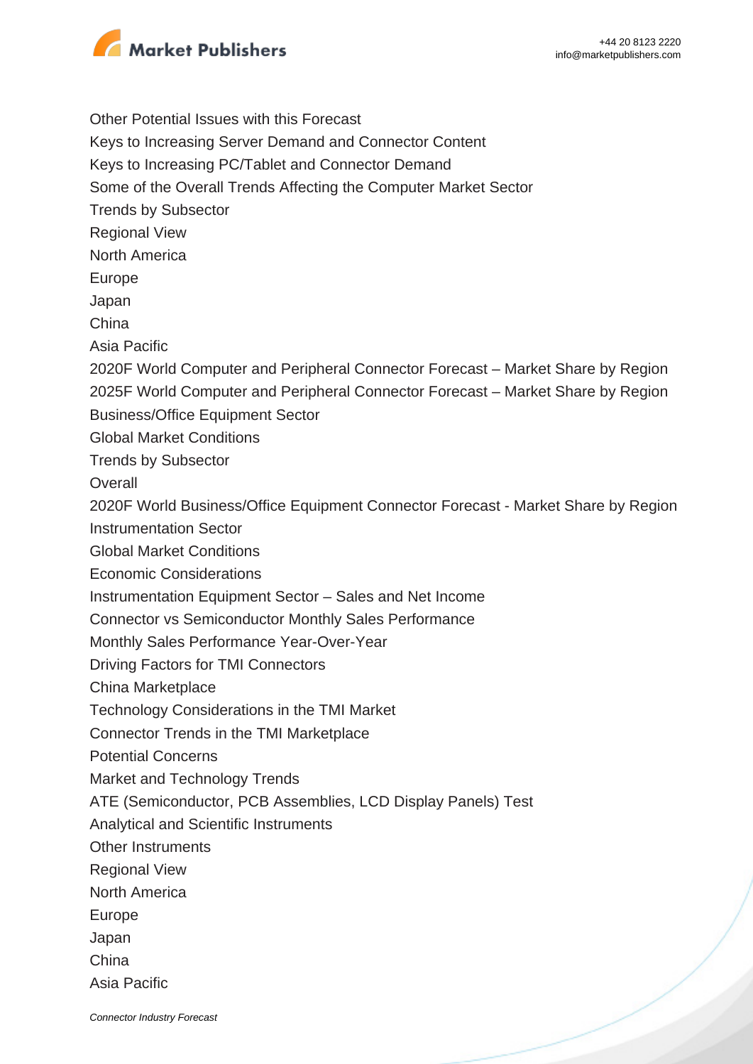Other Potential Issues with this Forecast
Keys to Increasing Server Demand and Connector Content
Keys to Increasing PC/Tablet and Connector Demand
Some of the Overall Trends Affecting the Computer Market Sector
Trends by Subsector
Regional View
North America
Europe
Japan
China
Asia Pacific
2020F World Computer and Peripheral Connector Forecast – Market Share by Region
2025F World Computer and Peripheral Connector Forecast – Market Share by Region
Business/Office Equipment Sector
Global Market Conditions
Trends by Subsector
Overall
2020F World Business/Office Equipment Connector Forecast - Market Share by Region
Instrumentation Sector
Global Market Conditions
Economic Considerations
Instrumentation Equipment Sector – Sales and Net Income
Connector vs Semiconductor Monthly Sales Performance
Monthly Sales Performance Year-Over-Year
Driving Factors for TMI Connectors
China Marketplace
Technology Considerations in the TMI Market
Connector Trends in the TMI Marketplace
Potential Concerns
Market and Technology Trends
ATE (Semiconductor, PCB Assemblies, LCD Display Panels) Test
Analytical and Scientific Instruments
Other Instruments
Regional View
North America
Europe
Japan
China
Asia Pacific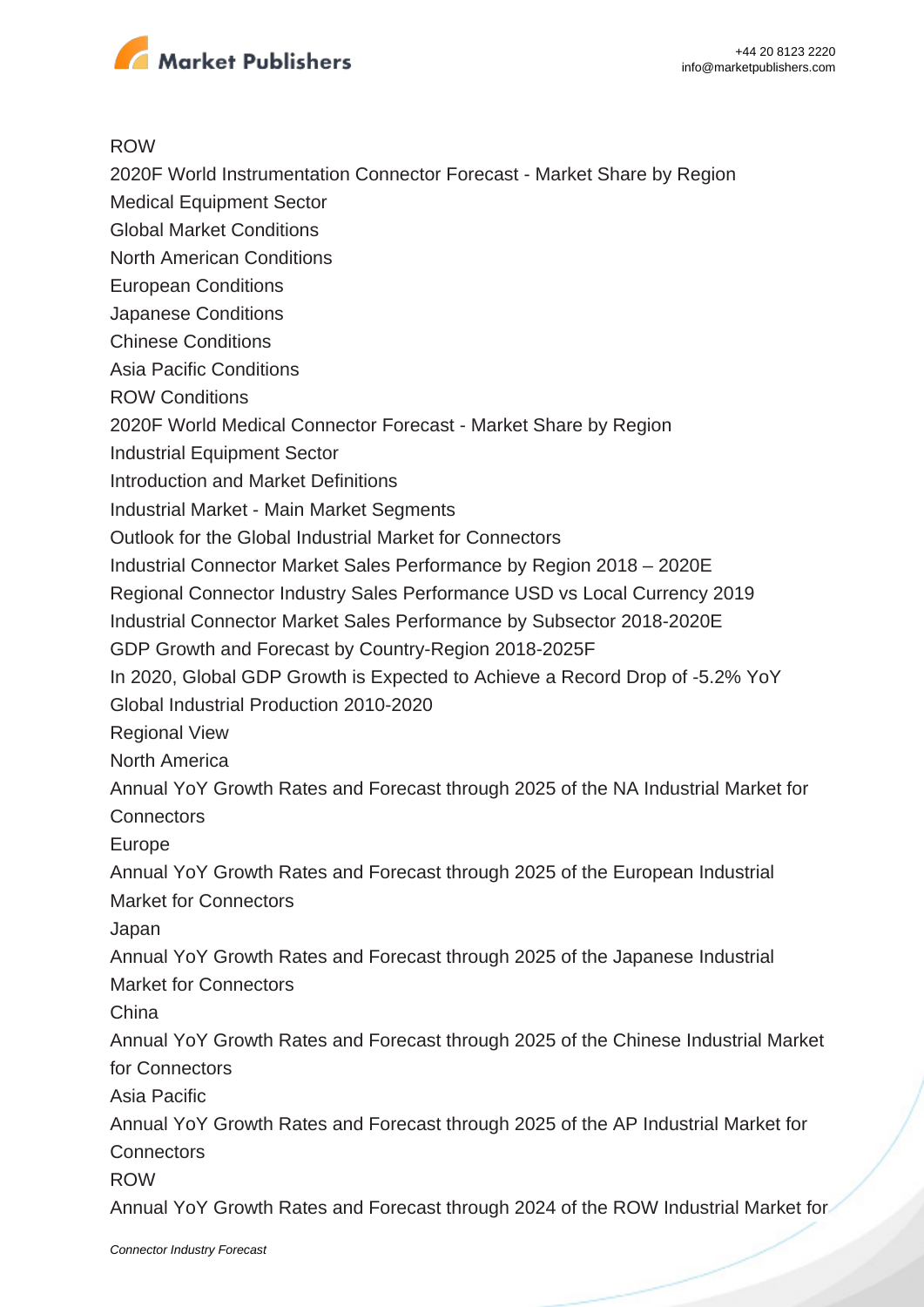ROW

2020F World Instrumentation Connector Forecast - Market Share by Region

Medical Equipment Sector

Global Market Conditions

North American Conditions

European Conditions

Japanese Conditions

Chinese Conditions

Asia Pacific Conditions

ROW Conditions

2020F World Medical Connector Forecast - Market Share by Region

Industrial Equipment Sector

Introduction and Market Definitions

Industrial Market - Main Market Segments

Outlook for the Global Industrial Market for Connectors

Industrial Connector Market Sales Performance by Region 2018 – 2020E

Regional Connector Industry Sales Performance USD vs Local Currency 2019

Industrial Connector Market Sales Performance by Subsector 2018-2020E

GDP Growth and Forecast by Country-Region 2018-2025F

In 2020, Global GDP Growth is Expected to Achieve a Record Drop of -5.2% YoY

Global Industrial Production 2010-2020

Regional View

North America

Annual YoY Growth Rates and Forecast through 2025 of the NA Industrial Market for Connectors

Europe

Annual YoY Growth Rates and Forecast through 2025 of the European Industrial Market for Connectors

Japan

Annual YoY Growth Rates and Forecast through 2025 of the Japanese Industrial Market for Connectors

China

Annual YoY Growth Rates and Forecast through 2025 of the Chinese Industrial Market for Connectors

Asia Pacific

Annual YoY Growth Rates and Forecast through 2025 of the AP Industrial Market for Connectors

ROW

Annual YoY Growth Rates and Forecast through 2024 of the ROW Industrial Market for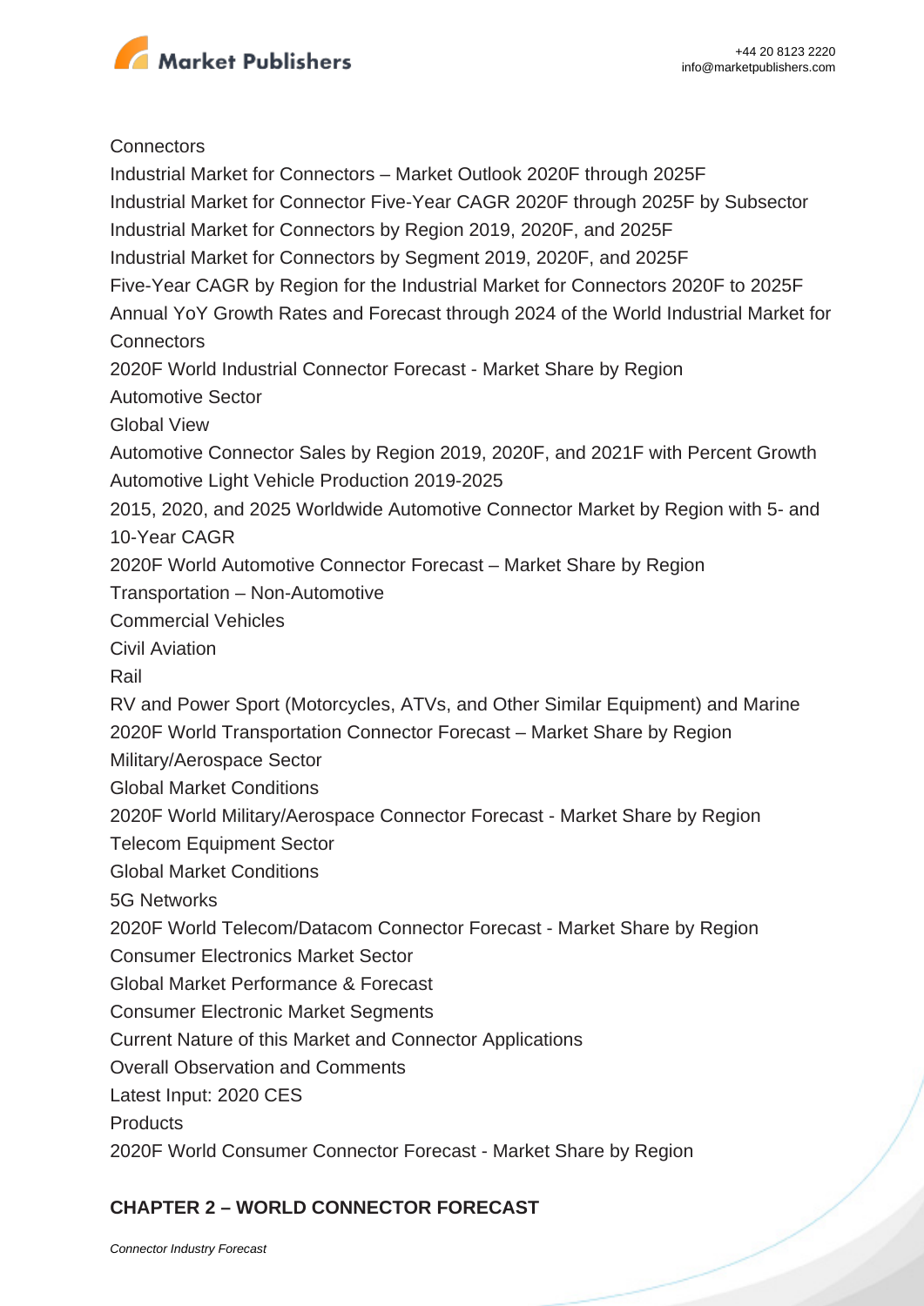Connectors

Industrial Market for Connectors – Market Outlook 2020F through 2025F

Industrial Market for Connector Five-Year CAGR 2020F through 2025F by Subsector

Industrial Market for Connectors by Region 2019, 2020F, and 2025F

Industrial Market for Connectors by Segment 2019, 2020F, and 2025F

Five-Year CAGR by Region for the Industrial Market for Connectors 2020F to 2025F

Annual YoY Growth Rates and Forecast through 2024 of the World Industrial Market for Connectors

2020F World Industrial Connector Forecast - Market Share by Region

Automotive Sector

Global View

Automotive Connector Sales by Region 2019, 2020F, and 2021F with Percent Growth

Automotive Light Vehicle Production 2019-2025

2015, 2020, and 2025 Worldwide Automotive Connector Market by Region with 5- and 10-Year CAGR

2020F World Automotive Connector Forecast – Market Share by Region

Transportation – Non-Automotive

Commercial Vehicles

Civil Aviation

Rail

RV and Power Sport (Motorcycles, ATVs, and Other Similar Equipment) and Marine

2020F World Transportation Connector Forecast – Market Share by Region

Military/Aerospace Sector

Global Market Conditions

2020F World Military/Aerospace Connector Forecast - Market Share by Region

Telecom Equipment Sector

Global Market Conditions

5G Networks

2020F World Telecom/Datacom Connector Forecast - Market Share by Region

Consumer Electronics Market Sector

Global Market Performance & Forecast

Consumer Electronic Market Segments

Current Nature of this Market and Connector Applications

Overall Observation and Comments

Latest Input: 2020 CES

Products

2020F World Consumer Connector Forecast - Market Share by Region

**CHAPTER 2 – WORLD CONNECTOR FORECAST**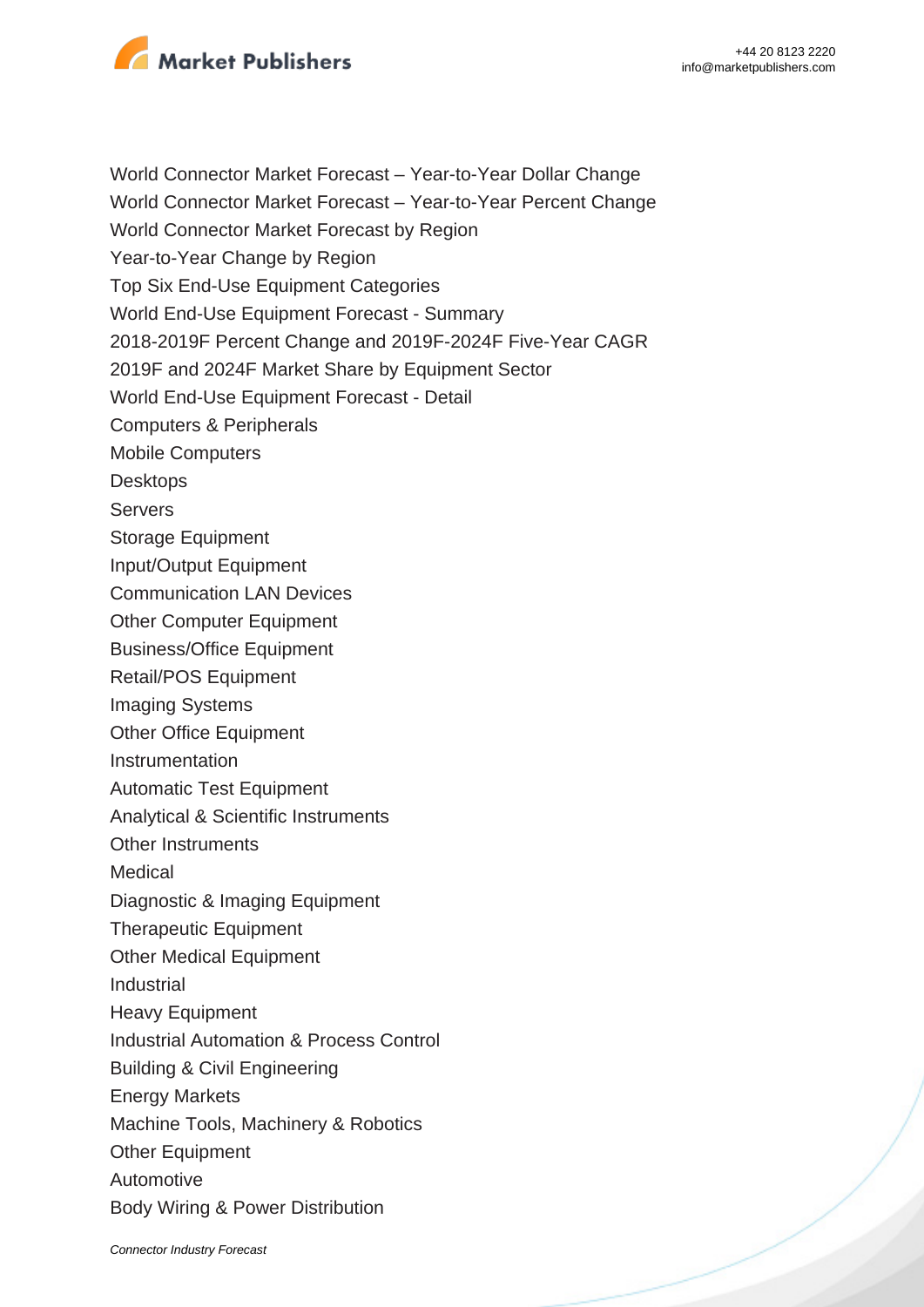World Connector Market Forecast – Year-to-Year Dollar Change
World Connector Market Forecast – Year-to-Year Percent Change
World Connector Market Forecast by Region
Year-to-Year Change by Region
Top Six End-Use Equipment Categories
World End-Use Equipment Forecast - Summary
2018-2019F Percent Change and 2019F-2024F Five-Year CAGR
2019F and 2024F Market Share by Equipment Sector
World End-Use Equipment Forecast - Detail
Computers & Peripherals
Mobile Computers
Desktops
Servers
Storage Equipment
Input/Output Equipment
Communication LAN Devices
Other Computer Equipment
Business/Office Equipment
Retail/POS Equipment
Imaging Systems
Other Office Equipment
Instrumentation
Automatic Test Equipment
Analytical & Scientific Instruments
Other Instruments
Medical
Diagnostic & Imaging Equipment
Therapeutic Equipment
Other Medical Equipment
Industrial
Heavy Equipment
Industrial Automation & Process Control
Building & Civil Engineering
Energy Markets
Machine Tools, Machinery & Robotics
Other Equipment
Automotive
Body Wiring & Power Distribution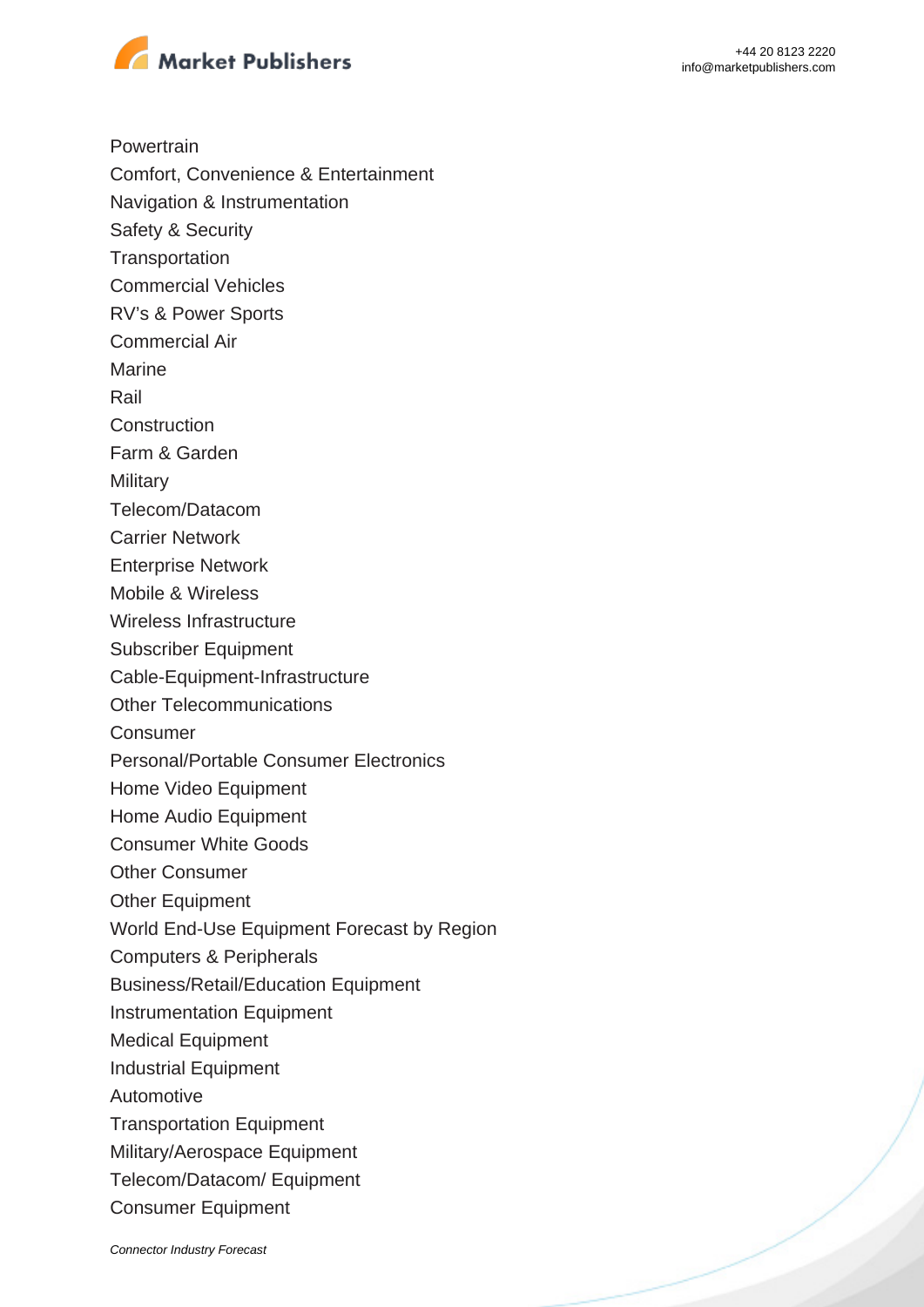Powertrain

Comfort, Convenience & Entertainment

Navigation & Instrumentation

Safety & Security

Transportation

Commercial Vehicles

RV's & Power Sports

Commercial Air

Marine

Rail

Construction

Farm & Garden

Military

Telecom/Datacom

Carrier Network

Enterprise Network

Mobile & Wireless

Wireless Infrastructure

Subscriber Equipment

Cable-Equipment-Infrastructure

Other Telecommunications

Consumer

Personal/Portable Consumer Electronics

Home Video Equipment

Home Audio Equipment

Consumer White Goods

Other Consumer

Other Equipment

World End-Use Equipment Forecast by Region

Computers & Peripherals

Business/Retail/Education Equipment

Instrumentation Equipment

Medical Equipment

Industrial Equipment

Automotive

Transportation Equipment

Military/Aerospace Equipment

Telecom/Datacom/ Equipment

Consumer Equipment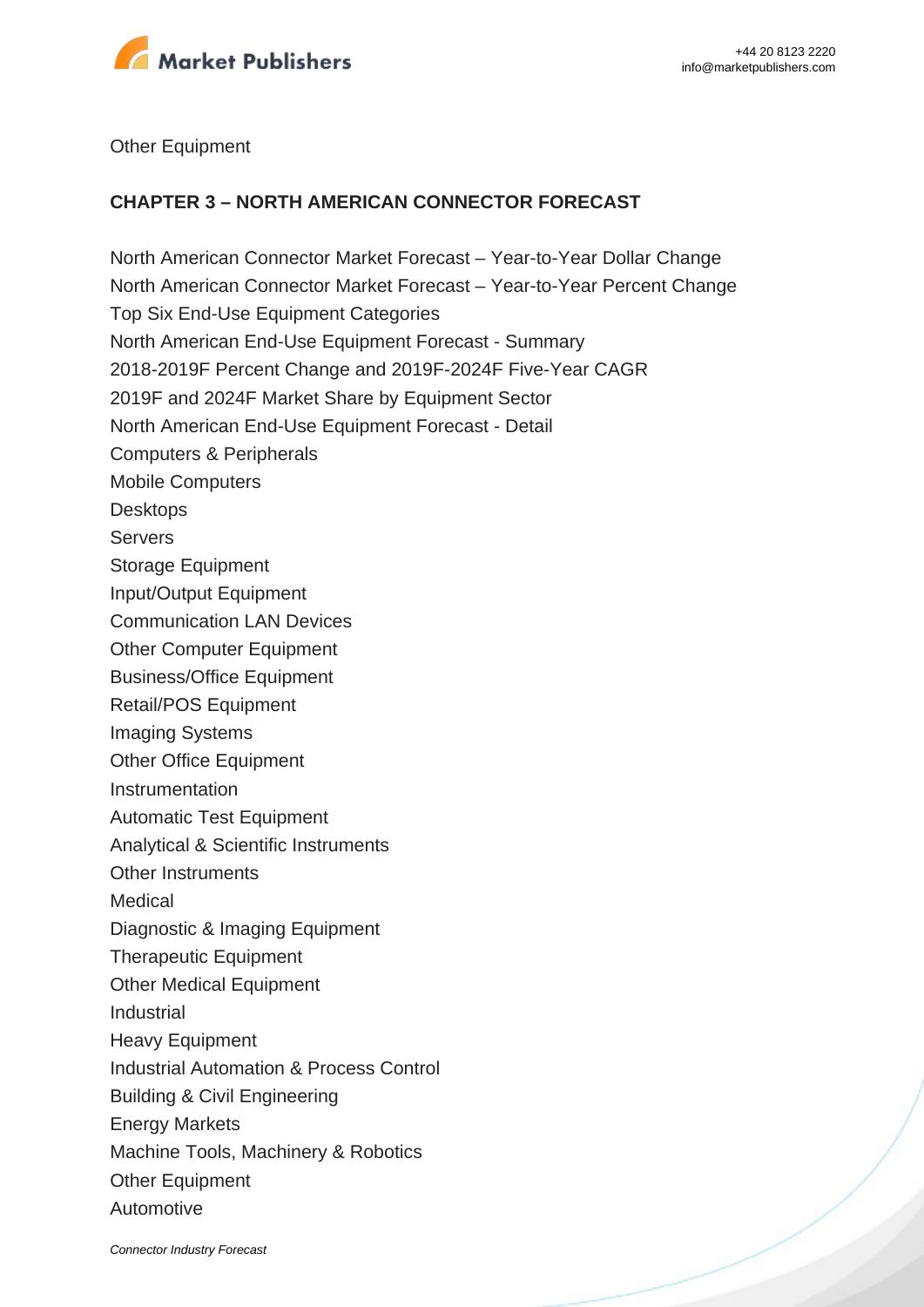Other Equipment

**CHAPTER 3 – NORTH AMERICAN CONNECTOR FORECAST**

North American Connector Market Forecast – Year-to-Year Dollar Change
North American Connector Market Forecast – Year-to-Year Percent Change
Top Six End-Use Equipment Categories
North American End-Use Equipment Forecast - Summary
2018-2019F Percent Change and 2019F-2024F Five-Year CAGR
2019F and 2024F Market Share by Equipment Sector
North American End-Use Equipment Forecast - Detail
Computers & Peripherals
Mobile Computers
Desktops
Servers
Storage Equipment
Input/Output Equipment
Communication LAN Devices
Other Computer Equipment
Business/Office Equipment
Retail/POS Equipment
Imaging Systems
Other Office Equipment
Instrumentation
Automatic Test Equipment
Analytical & Scientific Instruments
Other Instruments
Medical
Diagnostic & Imaging Equipment
Therapeutic Equipment
Other Medical Equipment
Industrial
Heavy Equipment
Industrial Automation & Process Control
Building & Civil Engineering
Energy Markets
Machine Tools, Machinery & Robotics
Other Equipment
Automotive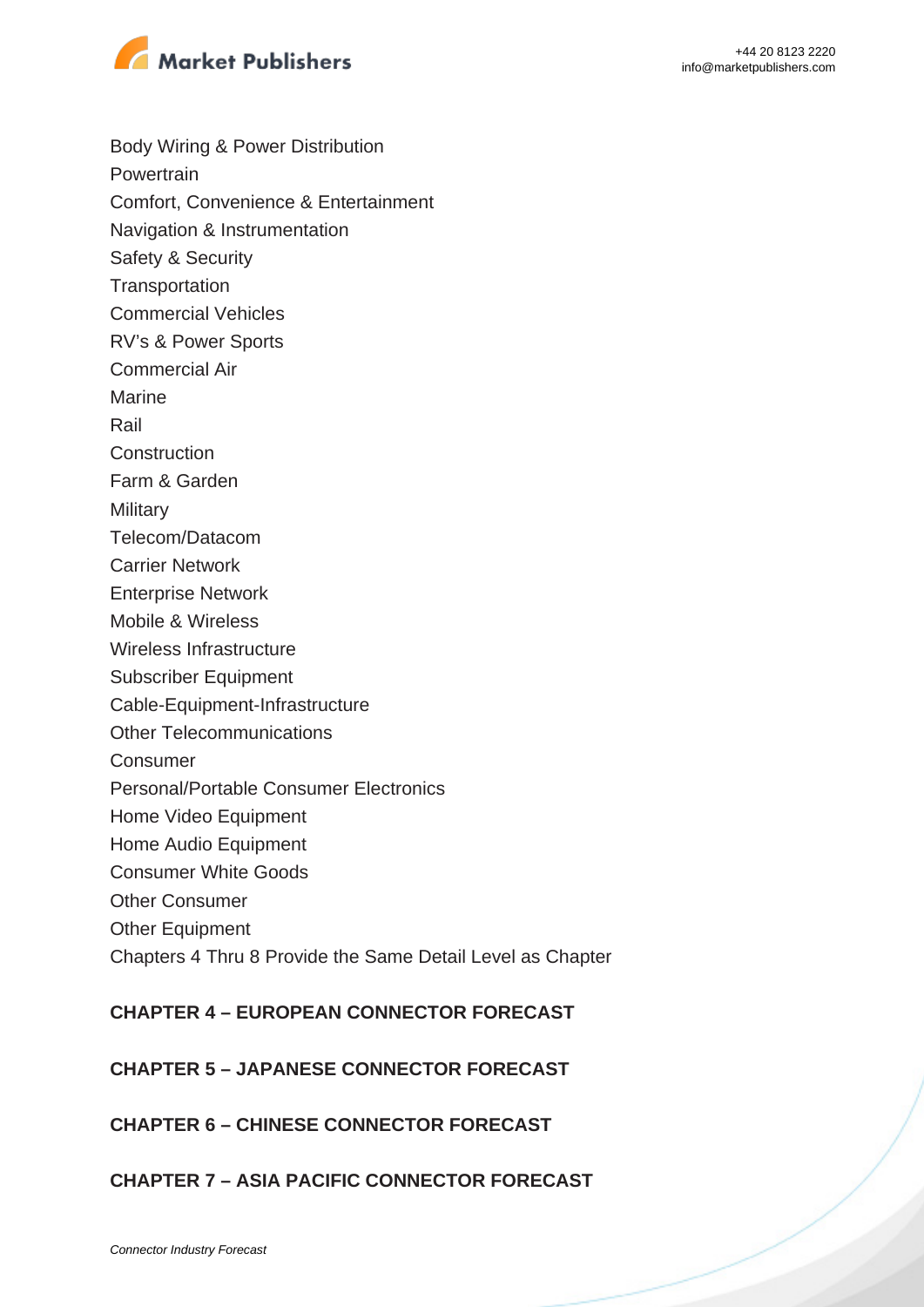Body Wiring & Power Distribution
Powertrain
Comfort, Convenience & Entertainment
Navigation & Instrumentation
Safety & Security
Transportation
Commercial Vehicles
RV's & Power Sports
Commercial Air
Marine
Rail
Construction
Farm & Garden
Military
Telecom/Datacom
Carrier Network
Enterprise Network
Mobile & Wireless
Wireless Infrastructure
Subscriber Equipment
Cable-Equipment-Infrastructure
Other Telecommunications
Consumer
Personal/Portable Consumer Electronics
Home Video Equipment
Home Audio Equipment
Consumer White Goods
Other Consumer
Other Equipment
Chapters 4 Thru 8 Provide the Same Detail Level as Chapter

**CHAPTER 4 – EUROPEAN CONNECTOR FORECAST**

**CHAPTER 5 – JAPANESE CONNECTOR FORECAST**

**CHAPTER 6 – CHINESE CONNECTOR FORECAST**

**CHAPTER 7 – ASIA PACIFIC CONNECTOR FORECAST**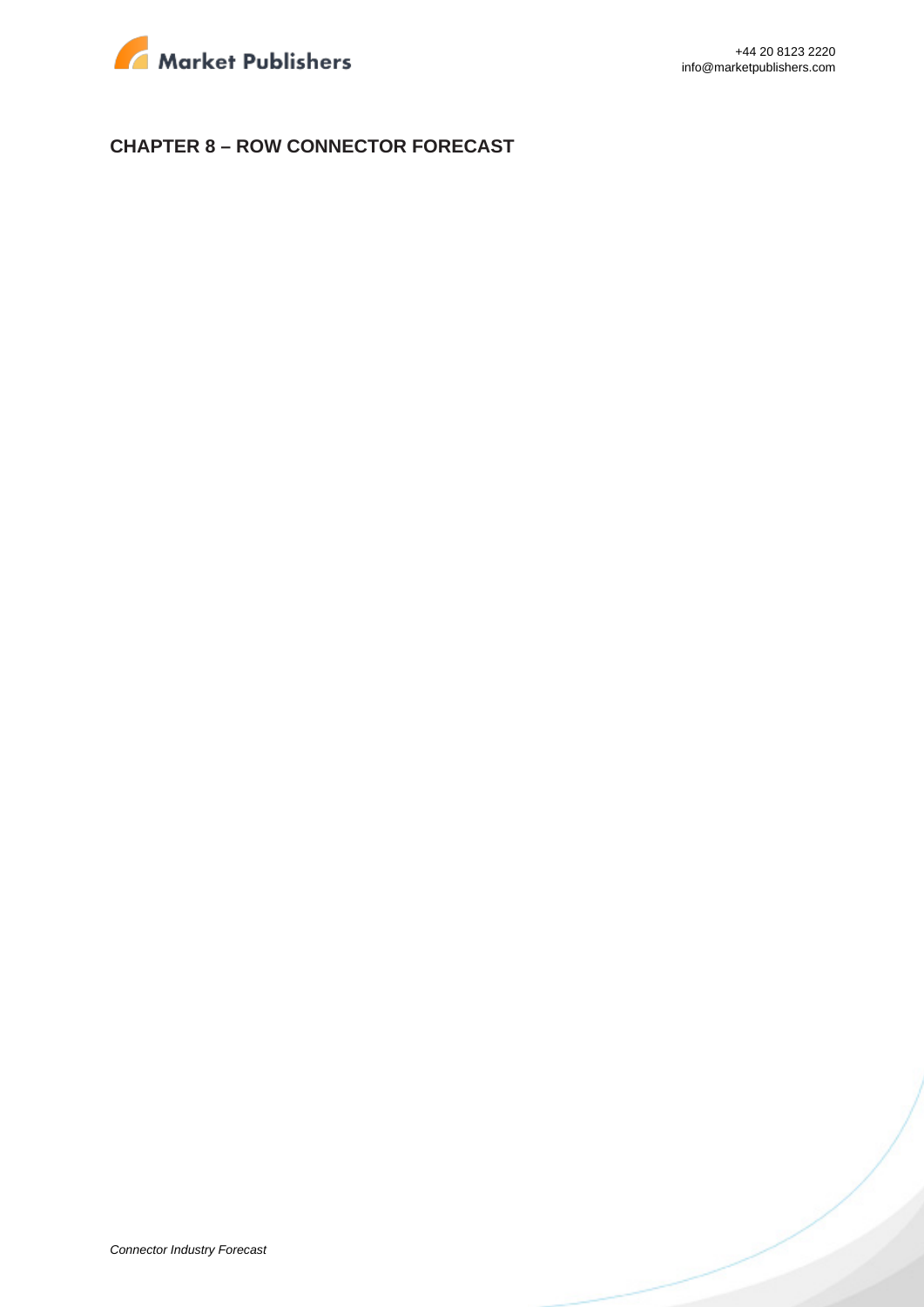## CHAPTER 8 – ROW CONNECTOR FORECAST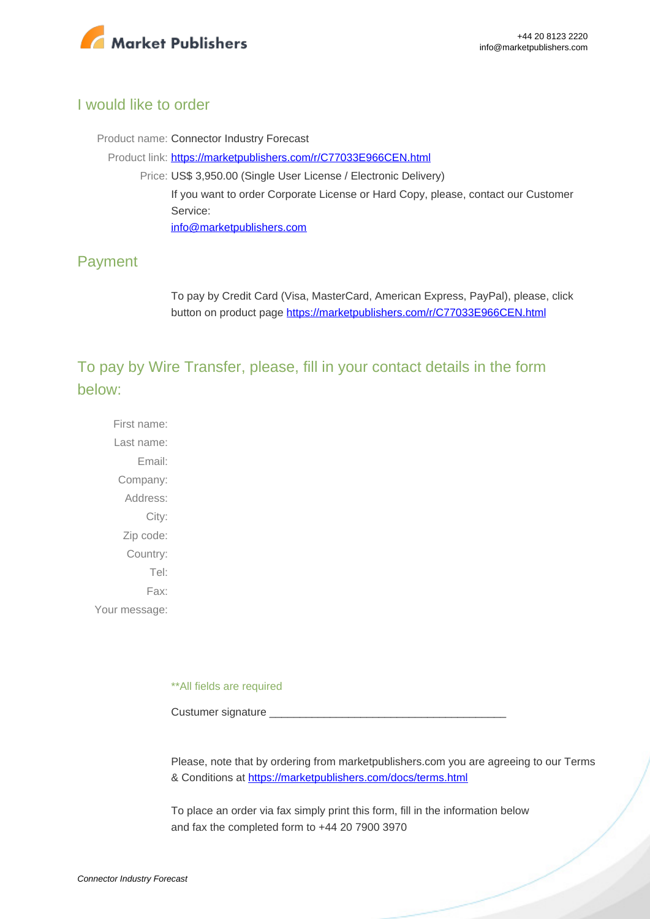## I would like to order

Product name: Connector Industry Forecast

Product link: https://marketpublishers.com/r/C77033E966CEN.html

Price: US$ 3,950.00 (Single User License / Electronic Delivery)

If you want to order Corporate License or Hard Copy, please, contact our Customer Service:

info@marketpublishers.com

## Payment

To pay by Credit Card (Visa, MasterCard, American Express, PayPal), please, click button on product page https://marketpublishers.com/r/C77033E966CEN.html

## To pay by Wire Transfer, please, fill in your contact details in the form below:

First name:

Last name:

Email:

Company:

Address:

City:

Zip code:

Country:

Tel:

Fax:

Your message:

**All fields are required

Custumer signature _______________________________________

Please, note that by ordering from marketpublishers.com you are agreeing to our Terms & Conditions at https://marketpublishers.com/docs/terms.html

To place an order via fax simply print this form, fill in the information below and fax the completed form to +44 20 7900 3970